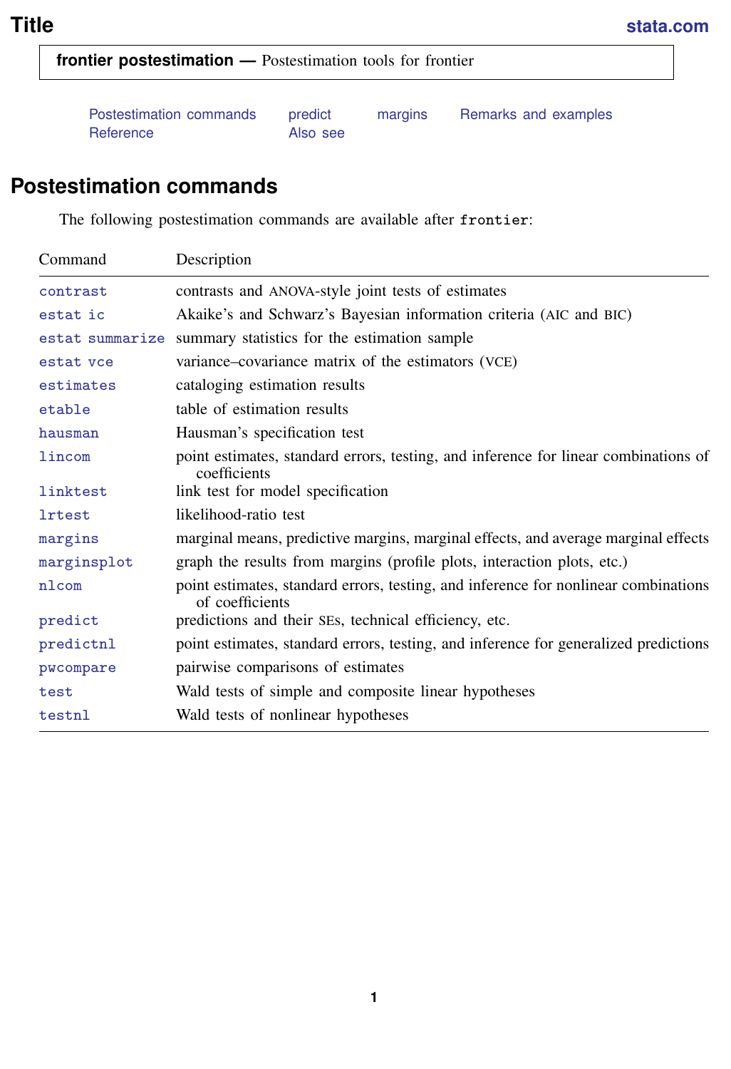# Title

**frontier postestimation —** Postestimation tools for frontier

Postestimation commands    predict    margins    Remarks and examples
Reference    Also see

## Postestimation commands

The following postestimation commands are available after `frontier`:

| Command | Description |
|---|---|
| `contrast` | contrasts and ANOVA-style joint tests of estimates |
| `estat ic` | Akaike's and Schwarz's Bayesian information criteria (AIC and BIC) |
| `estat summarize` | summary statistics for the estimation sample |
| `estat vce` | variance–covariance matrix of the estimators (VCE) |
| `estimates` | cataloging estimation results |
| `etable` | table of estimation results |
| `hausman` | Hausman's specification test |
| `lincom` | point estimates, standard errors, testing, and inference for linear combinations of coefficients |
| `linktest` | link test for model specification |
| `lrtest` | likelihood-ratio test |
| `margins` | marginal means, predictive margins, marginal effects, and average marginal effects |
| `marginsplot` | graph the results from margins (profile plots, interaction plots, etc.) |
| `nlcom` | point estimates, standard errors, testing, and inference for nonlinear combinations of coefficients |
| `predict` | predictions and their SEs, technical efficiency, etc. |
| `predictnl` | point estimates, standard errors, testing, and inference for generalized predictions |
| `pwcompare` | pairwise comparisons of estimates |
| `test` | Wald tests of simple and composite linear hypotheses |
| `testnl` | Wald tests of nonlinear hypotheses |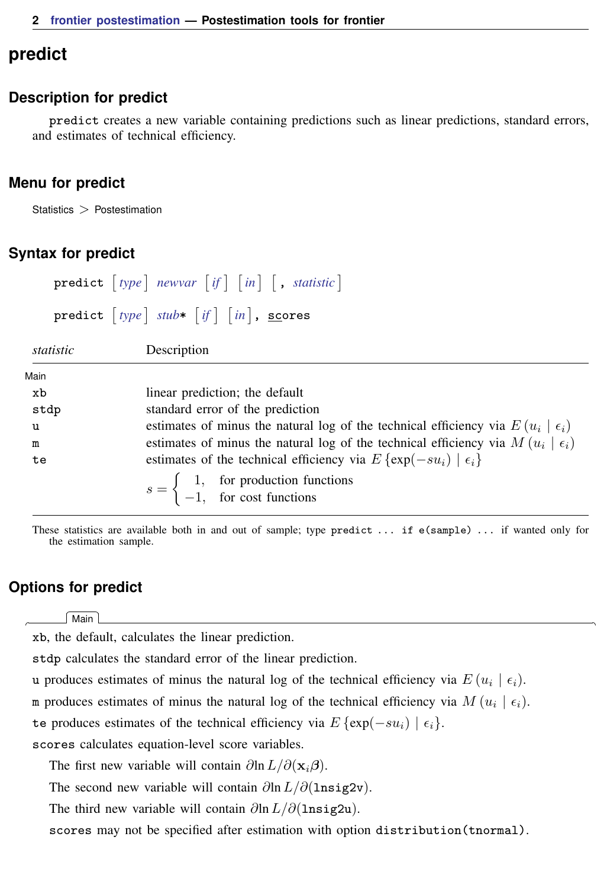# predict

## Description for predict

`predict` creates a new variable containing predictions such as linear predictions, standard errors, and estimates of technical efficiency.

## Menu for predict

Statistics > Postestimation

## Syntax for predict

```
predict [type] newvar [if] [in] [, statistic]

predict [type] stub* [if] [in], scores
```

| *statistic* | Description |
|---|---|
| Main | |
| `xb` | linear prediction; the default |
| `stdp` | standard error of the prediction |
| `u` | estimates of minus the natural log of the technical efficiency via $E(u_i \mid \epsilon_i)$ |
| `m` | estimates of minus the natural log of the technical efficiency via $M(u_i \mid \epsilon_i)$ |
| `te` | estimates of the technical efficiency via $E\{\exp(-su_i) \mid \epsilon_i\}$ |
| | $s = \begin{cases} 1, & \text{for production functions} \\ -1, & \text{for cost functions} \end{cases}$ |

These statistics are available both in and out of sample; type `predict ... if e(sample) ...` if wanted only for the estimation sample.

## Options for predict

Main

`xb`, the default, calculates the linear prediction.

`stdp` calculates the standard error of the linear prediction.

`u` produces estimates of minus the natural log of the technical efficiency via $E(u_i \mid \epsilon_i)$.

`m` produces estimates of minus the natural log of the technical efficiency via $M(u_i \mid \epsilon_i)$.

`te` produces estimates of the technical efficiency via $E\{\exp(-su_i) \mid \epsilon_i\}$.

`scores` calculates equation-level score variables.

The first new variable will contain $\partial \ln L / \partial(\mathbf{x}_i \boldsymbol{\beta})$.

The second new variable will contain $\partial \ln L / \partial(\texttt{lnsig2v})$.

The third new variable will contain $\partial \ln L / \partial(\texttt{lnsig2u})$.

`scores` may not be specified after estimation with option `distribution(tnormal)`.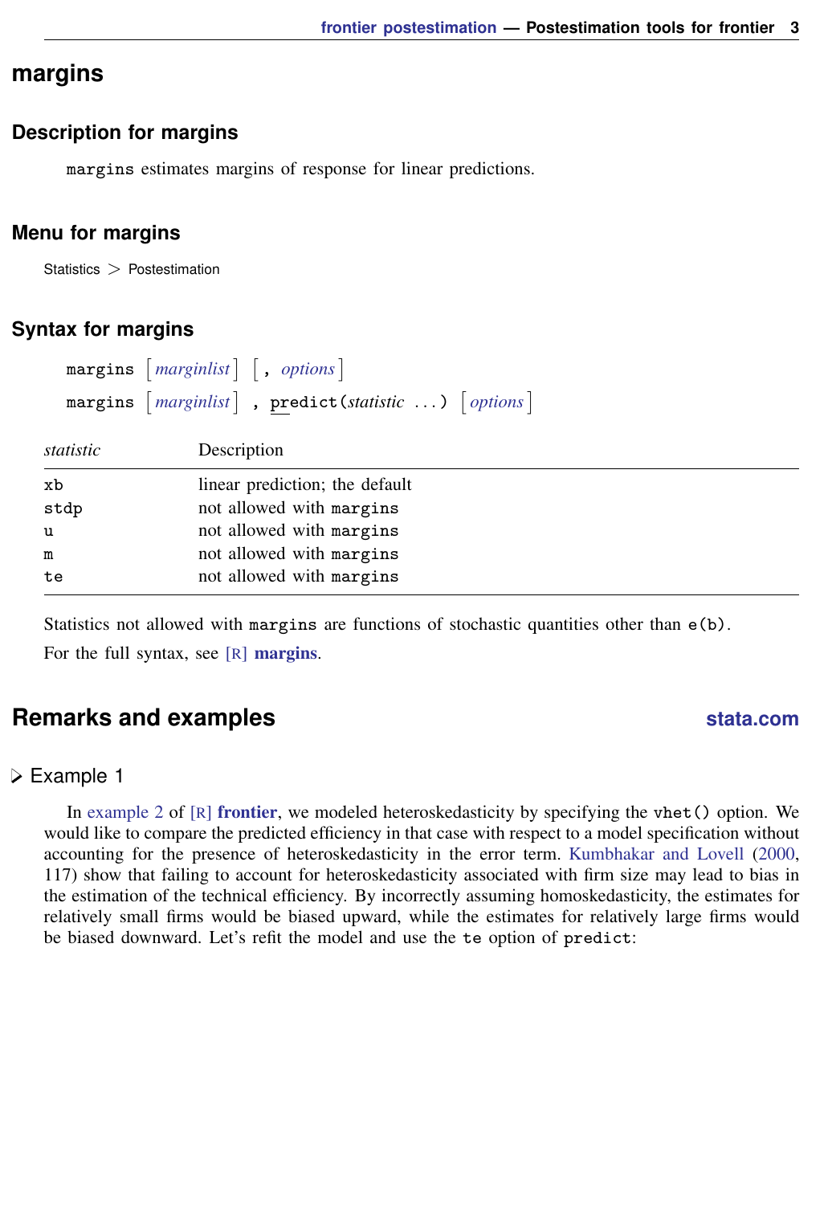# margins

## Description for margins

`margins` estimates margins of response for linear predictions.

## Menu for margins

Statistics > Postestimation

## Syntax for margins

```
margins [marginlist] [, options]
margins [marginlist] , predict(statistic ...) [options]
```

| *statistic* | Description |
|---|---|
| `xb` | linear prediction; the default |
| `stdp` | not allowed with `margins` |
| `u` | not allowed with `margins` |
| `m` | not allowed with `margins` |
| `te` | not allowed with `margins` |

Statistics not allowed with `margins` are functions of stochastic quantities other than `e(b)`.

For the full syntax, see [R] **margins**.

# Remarks and examples

### ▷ Example 1

In example 2 of [R] **frontier**, we modeled heteroskedasticity by specifying the `vhet()` option. We would like to compare the predicted efficiency in that case with respect to a model specification without accounting for the presence of heteroskedasticity in the error term. Kumbhakar and Lovell (2000, 117) show that failing to account for heteroskedasticity associated with firm size may lead to bias in the estimation of the technical efficiency. By incorrectly assuming homoskedasticity, the estimates for relatively small firms would be biased upward, while the estimates for relatively large firms would be biased downward. Let's refit the model and use the `te` option of `predict`: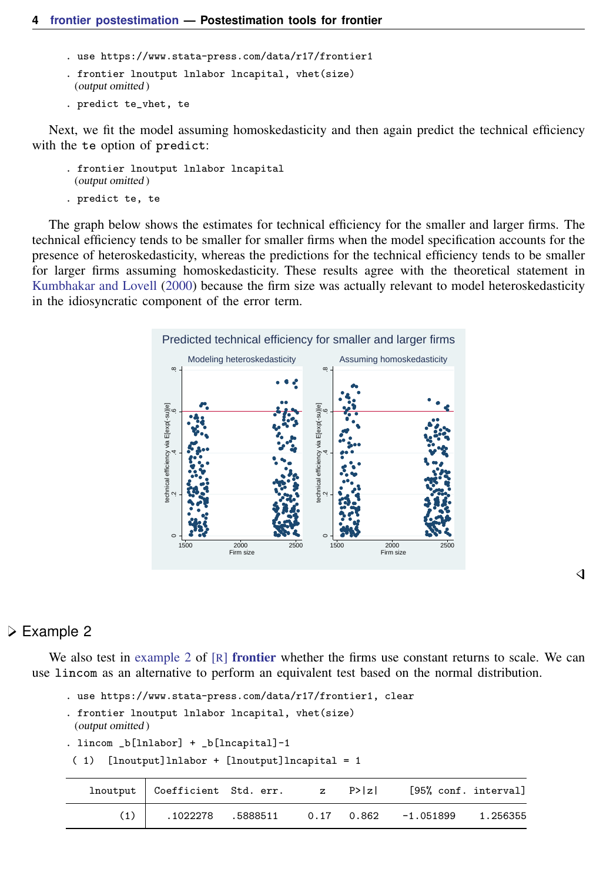```
. use https://www.stata-press.com/data/r17/frontier1
. frontier lnoutput lnlabor lncapital, vhet(size)
  (output omitted )
. predict te_vhet, te
```

Next, we fit the model assuming homoskedasticity and then again predict the technical efficiency with the `te` option of `predict`:

```
. frontier lnoutput lnlabor lncapital
  (output omitted )
. predict te, te
```

The graph below shows the estimates for technical efficiency for the smaller and larger firms. The technical efficiency tends to be smaller for smaller firms when the model specification accounts for the presence of heteroskedasticity, whereas the predictions for the technical efficiency tends to be smaller for larger firms assuming homoskedasticity. These results agree with the theoretical statement in Kumbhakar and Lovell (2000) because the firm size was actually relevant to model heteroskedasticity in the idiosyncratic component of the error term.

## Example 2

We also test in example 2 of [R] **frontier** whether the firms use constant returns to scale. We can use `lincom` as an alternative to perform an equivalent test based on the normal distribution.

```
. use https://www.stata-press.com/data/r17/frontier1, clear
. frontier lnoutput lnlabor lncapital, vhet(size)
  (output omitted )
. lincom _b[lnlabor] + _b[lncapital]-1
 ( 1)  [lnoutput]lnlabor + [lnoutput]lncapital = 1
```

| lnoutput | Coefficient | Std. err. | z | P>\|z\| | [95% conf. interval] | |
|---|---|---|---|---|---|---|
| (1) | .1022278 | .5888511 | 0.17 | 0.862 | -1.051899 | 1.256355 |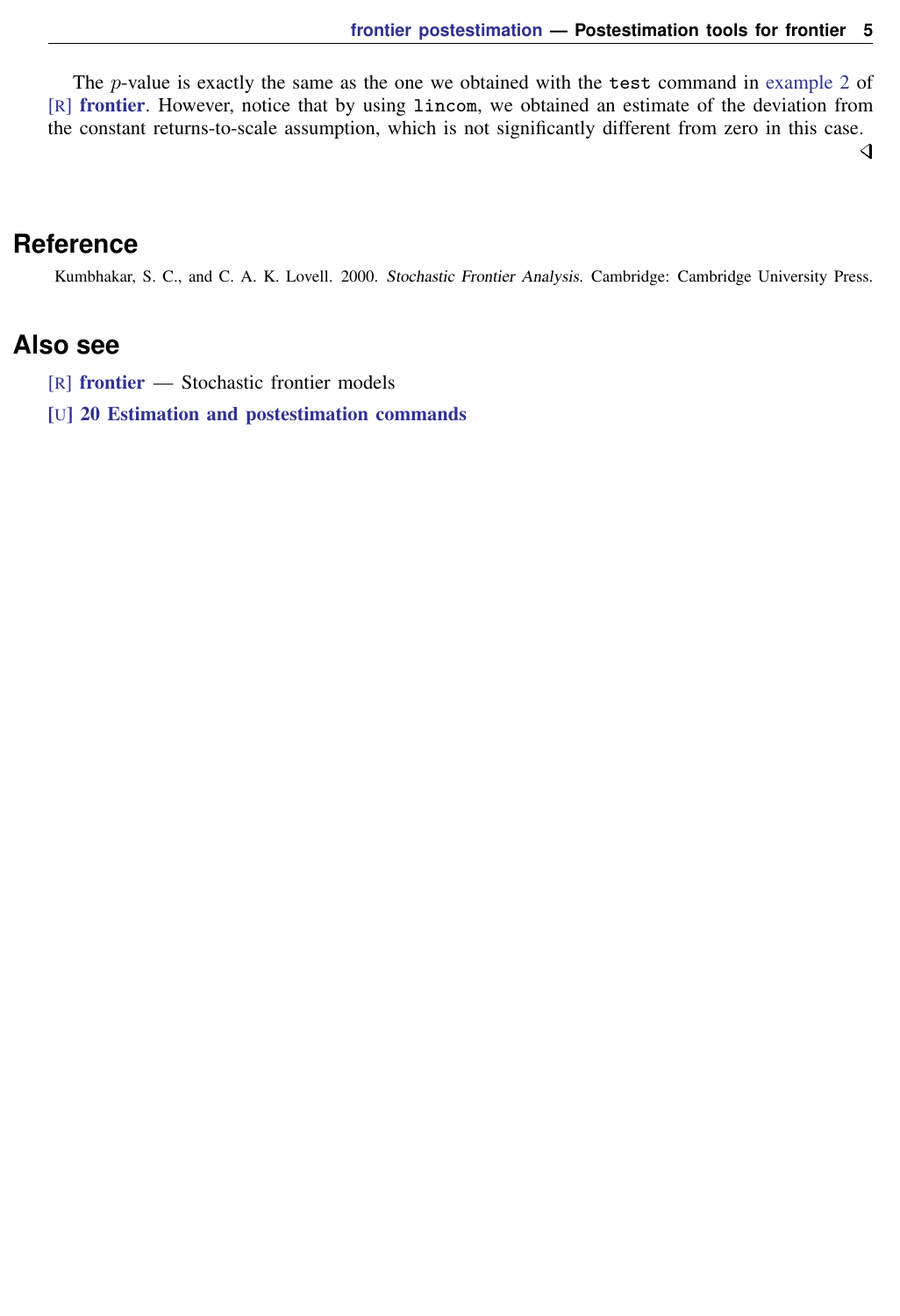The $p$-value is exactly the same as the one we obtained with the `test` command in example 2 of [R] **frontier**. However, notice that by using `lincom`, we obtained an estimate of the deviation from the constant returns-to-scale assumption, which is not significantly different from zero in this case.

◁

## Reference

Kumbhakar, S. C., and C. A. K. Lovell. 2000. *Stochastic Frontier Analysis*. Cambridge: Cambridge University Press.

## Also see

[R] **frontier** — Stochastic frontier models

**[U] 20 Estimation and postestimation commands**